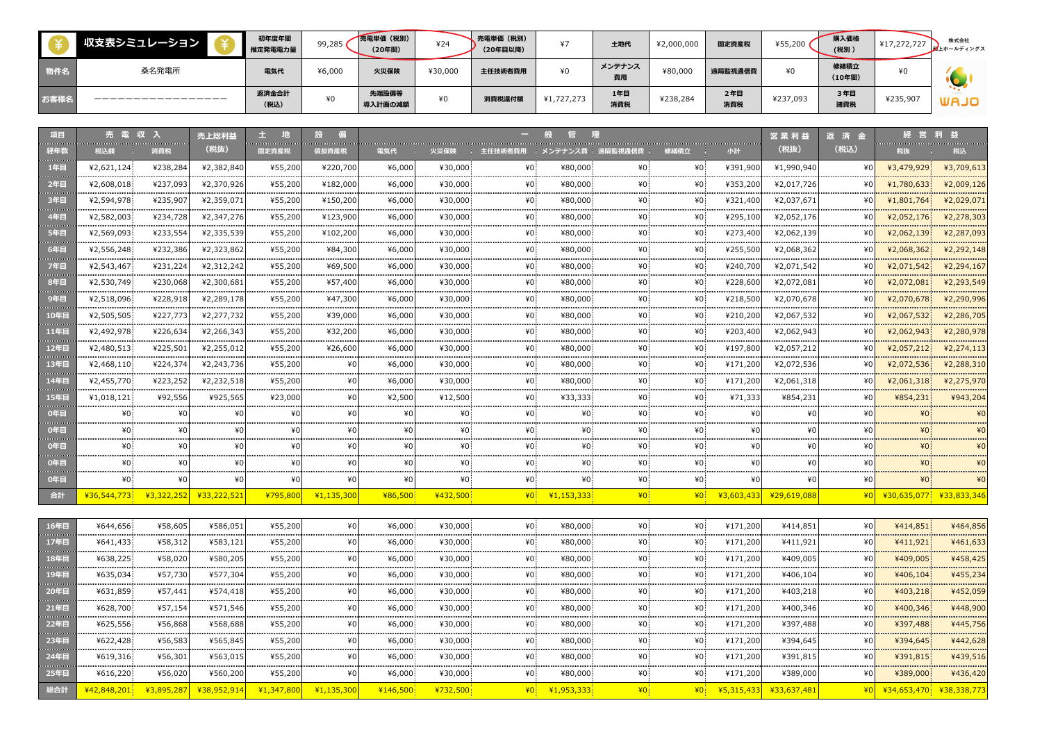# 収支表シミュレーション

| 物件名 | 桑名発電所 |
|---|---|
| お客様名 | ーーーーーーーーーーーーーーーー |

| 初年度年間推定発電力量 | 99,285 | 売電単価（税別）（20年間） | ¥24 | 売電単価（税別）（20年目以降） | ¥7 | 土地代 | ¥2,000,000 | 固定資産税 | ¥55,200 | 購入価格（税別） | ¥17,272,727 |
|---|---|---|---|---|---|---|---|---|---|---|---|
| 電気代 | ¥6,000 | 火災保険 | ¥30,000 | 主任技術者費用 | ¥0 | メンテナンス費用 | ¥80,000 | 遠隔監視通信費 | ¥0 | 修繕積立（10年間） | ¥0 |
| 返済金合計（税込） | ¥0 | 先端設備等導入計画の減額 | ¥0 | 消費税還付額 | ¥1,727,273 | 1年目消費税 | ¥238,284 | 2年目消費税 | ¥237,093 | 3年目諸費税 | ¥235,907 |

株式会社 上ホールディングス

WAJO

| 項目 | 売電収入 | | 売上総利益 | 土地 | 設備 | 一般管理 | | | | | | | 営業利益 | 返済金 | 経常利益 | |
|---|---|---|---|---|---|---|---|---|---|---|---|---|---|---|---|---|
| 経年数 | 税込額 | 消費税 | (税抜) | 固定資産税 | 償却資産税 | 電気代 | 火災保険 | 主任技術者費用 | メンテナンス費 | 遠隔監視通信費 | 修繕積立 | 小計 | (税抜) | (税込) | 税抜 | 税込 |
| 1年目 | ¥2,621,124 | ¥238,284 | ¥2,382,840 | ¥55,200 | ¥220,700 | ¥6,000 | ¥30,000 | ¥0 | ¥80,000 | ¥0 | ¥0 | ¥391,900 | ¥1,990,940 | ¥0 | ¥3,479,929 | ¥3,709,613 |
| 2年目 | ¥2,608,018 | ¥237,093 | ¥2,370,926 | ¥55,200 | ¥182,000 | ¥6,000 | ¥30,000 | ¥0 | ¥80,000 | ¥0 | ¥0 | ¥353,200 | ¥2,017,726 | ¥0 | ¥1,780,633 | ¥2,009,126 |
| 3年目 | ¥2,594,978 | ¥235,907 | ¥2,359,071 | ¥55,200 | ¥150,200 | ¥6,000 | ¥30,000 | ¥0 | ¥80,000 | ¥0 | ¥0 | ¥321,400 | ¥2,037,671 | ¥0 | ¥1,801,764 | ¥2,029,071 |
| 4年目 | ¥2,582,003 | ¥234,728 | ¥2,347,276 | ¥55,200 | ¥123,900 | ¥6,000 | ¥30,000 | ¥0 | ¥80,000 | ¥0 | ¥0 | ¥295,100 | ¥2,052,176 | ¥0 | ¥2,052,176 | ¥2,278,303 |
| 5年目 | ¥2,569,093 | ¥233,554 | ¥2,335,539 | ¥55,200 | ¥102,200 | ¥6,000 | ¥30,000 | ¥0 | ¥80,000 | ¥0 | ¥0 | ¥273,400 | ¥2,062,139 | ¥0 | ¥2,062,139 | ¥2,287,093 |
| 6年目 | ¥2,556,248 | ¥232,386 | ¥2,323,862 | ¥55,200 | ¥84,300 | ¥6,000 | ¥30,000 | ¥0 | ¥80,000 | ¥0 | ¥0 | ¥255,500 | ¥2,068,362 | ¥0 | ¥2,068,362 | ¥2,292,148 |
| 7年目 | ¥2,543,467 | ¥231,224 | ¥2,312,242 | ¥55,200 | ¥69,500 | ¥6,000 | ¥30,000 | ¥0 | ¥80,000 | ¥0 | ¥0 | ¥240,700 | ¥2,071,542 | ¥0 | ¥2,071,542 | ¥2,294,167 |
| 8年目 | ¥2,530,749 | ¥230,068 | ¥2,300,681 | ¥55,200 | ¥57,400 | ¥6,000 | ¥30,000 | ¥0 | ¥80,000 | ¥0 | ¥0 | ¥228,600 | ¥2,072,081 | ¥0 | ¥2,072,081 | ¥2,293,549 |
| 9年目 | ¥2,518,096 | ¥228,918 | ¥2,289,178 | ¥55,200 | ¥47,300 | ¥6,000 | ¥30,000 | ¥0 | ¥80,000 | ¥0 | ¥0 | ¥218,500 | ¥2,070,678 | ¥0 | ¥2,070,678 | ¥2,290,996 |
| 10年目 | ¥2,505,505 | ¥227,773 | ¥2,277,732 | ¥55,200 | ¥39,000 | ¥6,000 | ¥30,000 | ¥0 | ¥80,000 | ¥0 | ¥0 | ¥210,200 | ¥2,067,532 | ¥0 | ¥2,067,532 | ¥2,286,705 |
| 11年目 | ¥2,492,978 | ¥226,634 | ¥2,266,343 | ¥55,200 | ¥32,200 | ¥6,000 | ¥30,000 | ¥0 | ¥80,000 | ¥0 | ¥0 | ¥203,400 | ¥2,062,943 | ¥0 | ¥2,062,943 | ¥2,280,978 |
| 12年目 | ¥2,480,513 | ¥225,501 | ¥2,255,012 | ¥55,200 | ¥26,600 | ¥6,000 | ¥30,000 | ¥0 | ¥80,000 | ¥0 | ¥0 | ¥197,800 | ¥2,057,212 | ¥0 | ¥2,057,212 | ¥2,274,113 |
| 13年目 | ¥2,468,110 | ¥224,374 | ¥2,243,736 | ¥55,200 | ¥0 | ¥6,000 | ¥30,000 | ¥0 | ¥80,000 | ¥0 | ¥0 | ¥171,200 | ¥2,072,536 | ¥0 | ¥2,072,536 | ¥2,288,310 |
| 14年目 | ¥2,455,770 | ¥223,252 | ¥2,232,518 | ¥55,200 | ¥0 | ¥6,000 | ¥30,000 | ¥0 | ¥80,000 | ¥0 | ¥0 | ¥171,200 | ¥2,061,318 | ¥0 | ¥2,061,318 | ¥2,275,970 |
| 15年目 | ¥1,018,121 | ¥92,556 | ¥925,565 | ¥23,000 | ¥0 | ¥2,500 | ¥12,500 | ¥0 | ¥33,333 | ¥0 | ¥0 | ¥71,333 | ¥854,231 | ¥0 | ¥854,231 | ¥943,204 |
| 0年目 | ¥0 | ¥0 | ¥0 | ¥0 | ¥0 | ¥0 | ¥0 | ¥0 | ¥0 | ¥0 | ¥0 | ¥0 | ¥0 | ¥0 | ¥0 | ¥0 |
| 0年目 | ¥0 | ¥0 | ¥0 | ¥0 | ¥0 | ¥0 | ¥0 | ¥0 | ¥0 | ¥0 | ¥0 | ¥0 | ¥0 | ¥0 | ¥0 | ¥0 |
| 0年目 | ¥0 | ¥0 | ¥0 | ¥0 | ¥0 | ¥0 | ¥0 | ¥0 | ¥0 | ¥0 | ¥0 | ¥0 | ¥0 | ¥0 | ¥0 | ¥0 |
| 0年目 | ¥0 | ¥0 | ¥0 | ¥0 | ¥0 | ¥0 | ¥0 | ¥0 | ¥0 | ¥0 | ¥0 | ¥0 | ¥0 | ¥0 | ¥0 | ¥0 |
| 0年目 | ¥0 | ¥0 | ¥0 | ¥0 | ¥0 | ¥0 | ¥0 | ¥0 | ¥0 | ¥0 | ¥0 | ¥0 | ¥0 | ¥0 | ¥0 | ¥0 |
| 合計 | ¥36,544,773 | ¥3,322,252 | ¥33,222,521 | ¥795,800 | ¥1,135,300 | ¥86,500 | ¥432,500 | ¥0 | ¥1,153,333 | ¥0 | ¥0 | ¥3,603,433 | ¥29,619,088 | ¥0 | ¥30,635,077 | ¥33,833,346 |

| 経年数 | 税込額 | 消費税 | 売上総利益(税抜) | 固定資産税 | 償却資産税 | 電気代 | 火災保険 | 主任技術者費用 | メンテナンス費 | 遠隔監視通信費 | 修繕積立 | 小計 | 営業利益(税抜) | 返済金(税込) | 経常利益 税抜 | 経常利益 税込 |
|---|---|---|---|---|---|---|---|---|---|---|---|---|---|---|---|---|
| 16年目 | ¥644,656 | ¥58,605 | ¥586,051 | ¥55,200 | ¥0 | ¥6,000 | ¥30,000 | ¥0 | ¥80,000 | ¥0 | ¥0 | ¥171,200 | ¥414,851 | ¥0 | ¥414,851 | ¥464,856 |
| 17年目 | ¥641,433 | ¥58,312 | ¥583,121 | ¥55,200 | ¥0 | ¥6,000 | ¥30,000 | ¥0 | ¥80,000 | ¥0 | ¥0 | ¥171,200 | ¥411,921 | ¥0 | ¥411,921 | ¥461,633 |
| 18年目 | ¥638,225 | ¥58,020 | ¥580,205 | ¥55,200 | ¥0 | ¥6,000 | ¥30,000 | ¥0 | ¥80,000 | ¥0 | ¥0 | ¥171,200 | ¥409,005 | ¥0 | ¥409,005 | ¥458,425 |
| 19年目 | ¥635,034 | ¥57,730 | ¥577,304 | ¥55,200 | ¥0 | ¥6,000 | ¥30,000 | ¥0 | ¥80,000 | ¥0 | ¥0 | ¥171,200 | ¥406,104 | ¥0 | ¥406,104 | ¥455,234 |
| 20年目 | ¥631,859 | ¥57,441 | ¥574,418 | ¥55,200 | ¥0 | ¥6,000 | ¥30,000 | ¥0 | ¥80,000 | ¥0 | ¥0 | ¥171,200 | ¥403,218 | ¥0 | ¥403,218 | ¥452,059 |
| 21年目 | ¥628,700 | ¥57,154 | ¥571,546 | ¥55,200 | ¥0 | ¥6,000 | ¥30,000 | ¥0 | ¥80,000 | ¥0 | ¥0 | ¥171,200 | ¥400,346 | ¥0 | ¥400,346 | ¥448,900 |
| 22年目 | ¥625,556 | ¥56,868 | ¥568,688 | ¥55,200 | ¥0 | ¥6,000 | ¥30,000 | ¥0 | ¥80,000 | ¥0 | ¥0 | ¥171,200 | ¥397,488 | ¥0 | ¥397,488 | ¥445,756 |
| 23年目 | ¥622,428 | ¥56,583 | ¥565,845 | ¥55,200 | ¥0 | ¥6,000 | ¥30,000 | ¥0 | ¥80,000 | ¥0 | ¥0 | ¥171,200 | ¥394,645 | ¥0 | ¥394,645 | ¥442,628 |
| 24年目 | ¥619,316 | ¥56,301 | ¥563,015 | ¥55,200 | ¥0 | ¥6,000 | ¥30,000 | ¥0 | ¥80,000 | ¥0 | ¥0 | ¥171,200 | ¥391,815 | ¥0 | ¥391,815 | ¥439,516 |
| 25年目 | ¥616,220 | ¥56,020 | ¥560,200 | ¥55,200 | ¥0 | ¥6,000 | ¥30,000 | ¥0 | ¥80,000 | ¥0 | ¥0 | ¥171,200 | ¥389,000 | ¥0 | ¥389,000 | ¥436,420 |
| 総合計 | ¥42,848,201 | ¥3,895,287 | ¥38,952,914 | ¥1,347,800 | ¥1,135,300 | ¥146,500 | ¥732,500 | ¥0 | ¥1,953,333 | ¥0 | ¥0 | ¥5,315,433 | ¥33,637,481 | ¥0 | ¥34,653,470 | ¥38,338,773 |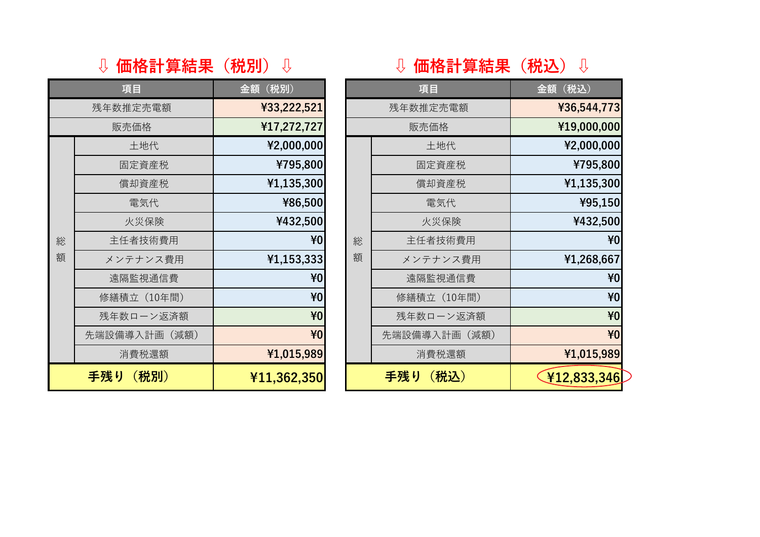## ⇩ 価格計算結果（税別）⇩

| 項目 | | 金額（税別） |
|---|---|---|
| 残年数推定売電額 | | ¥33,222,521 |
| 販売価格 | | ¥17,272,727 |
| 総額 | 土地代 | ¥2,000,000 |
| | 固定資産税 | ¥795,800 |
| | 償却資産税 | ¥1,135,300 |
| | 電気代 | ¥86,500 |
| | 火災保険 | ¥432,500 |
| | 主任者技術費用 | ¥0 |
| | メンテナンス費用 | ¥1,153,333 |
| | 遠隔監視通信費 | ¥0 |
| | 修繕積立（10年間） | ¥0 |
| | 残年数ローン返済額 | ¥0 |
| | 先端設備導入計画（減額） | ¥0 |
| | 消費税還額 | ¥1,015,989 |
| **手残り（税別）** | | **¥11,362,350** |

## ⇩ 価格計算結果（税込）⇩

| 項目 | | 金額（税込） |
|---|---|---|
| 残年数推定売電額 | | ¥36,544,773 |
| 販売価格 | | ¥19,000,000 |
| 総額 | 土地代 | ¥2,000,000 |
| | 固定資産税 | ¥795,800 |
| | 償却資産税 | ¥1,135,300 |
| | 電気代 | ¥95,150 |
| | 火災保険 | ¥432,500 |
| | 主任者技術費用 | ¥0 |
| | メンテナンス費用 | ¥1,268,667 |
| | 遠隔監視通信費 | ¥0 |
| | 修繕積立（10年間） | ¥0 |
| | 残年数ローン返済額 | ¥0 |
| | 先端設備導入計画（減額） | ¥0 |
| | 消費税還額 | ¥1,015,989 |
| **手残り（税込）** | | **¥12,833,346** |